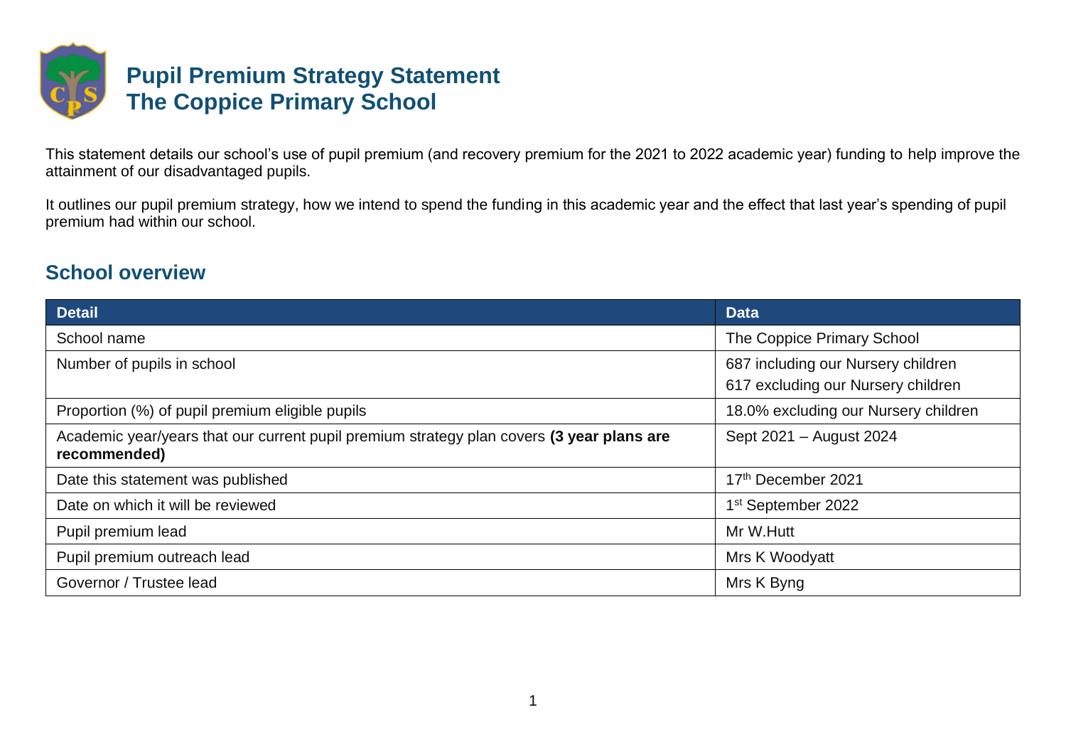# Pupil Premium Strategy Statement
# The Coppice Primary School

This statement details our school's use of pupil premium (and recovery premium for the 2021 to 2022 academic year) funding to help improve the attainment of our disadvantaged pupils.

It outlines our pupil premium strategy, how we intend to spend the funding in this academic year and the effect that last year's spending of pupil premium had within our school.

## School overview

| Detail | Data |
|---|---|
| School name | The Coppice Primary School |
| Number of pupils in school | 687 including our Nursery children<br>617 excluding our Nursery children |
| Proportion (%) of pupil premium eligible pupils | 18.0% excluding our Nursery children |
| Academic year/years that our current pupil premium strategy plan covers **(3 year plans are recommended)** | Sept 2021 – August 2024 |
| Date this statement was published | 17th December 2021 |
| Date on which it will be reviewed | 1st September 2022 |
| Pupil premium lead | Mr W.Hutt |
| Pupil premium outreach lead | Mrs K Woodyatt |
| Governor / Trustee lead | Mrs K Byng |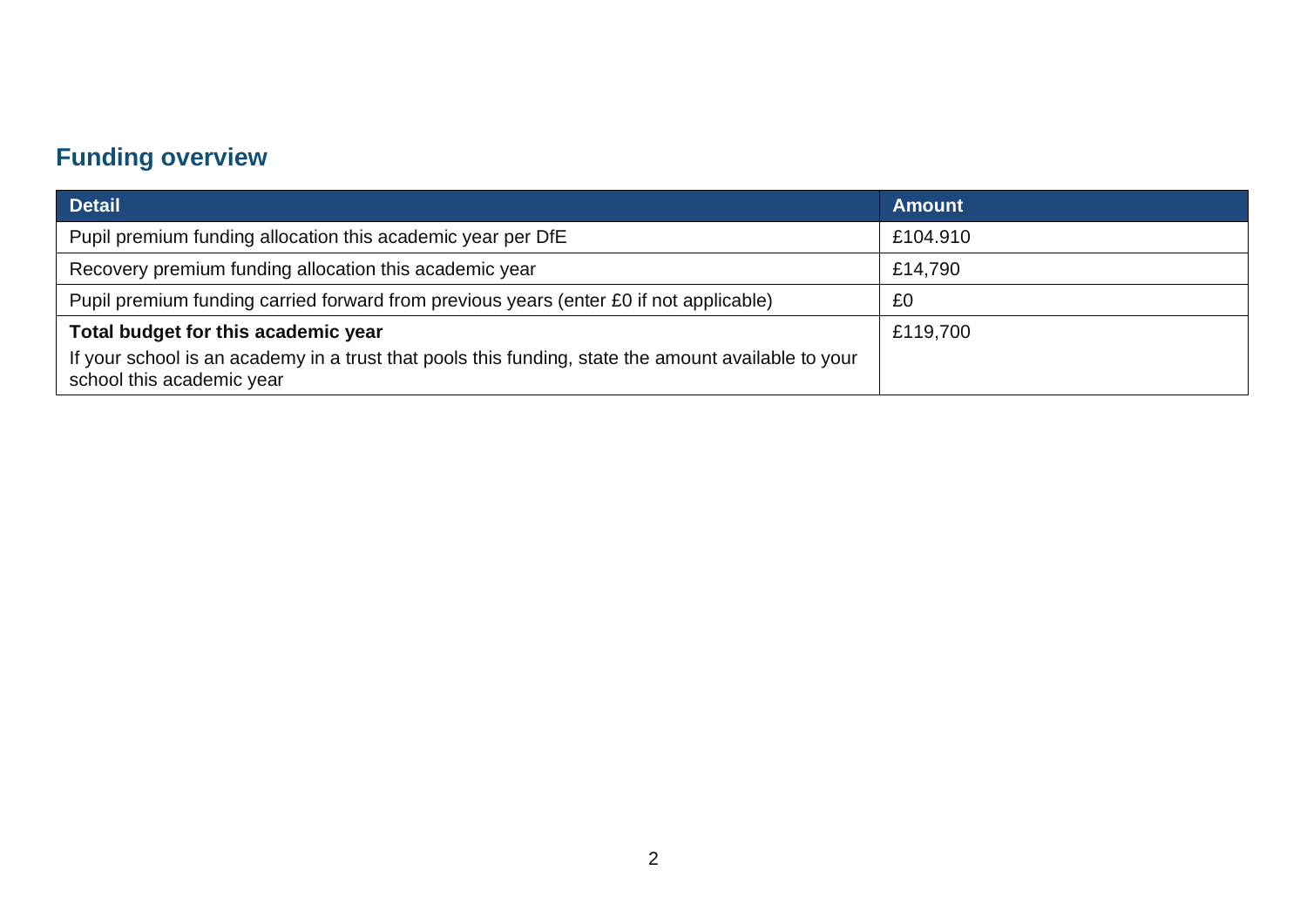## Funding overview

| Detail | Amount |
| --- | --- |
| Pupil premium funding allocation this academic year per DfE | £104.910 |
| Recovery premium funding allocation this academic year | £14,790 |
| Pupil premium funding carried forward from previous years (enter £0 if not applicable) | £0 |
| **Total budget for this academic year**<br>If your school is an academy in a trust that pools this funding, state the amount available to your school this academic year | £119,700 |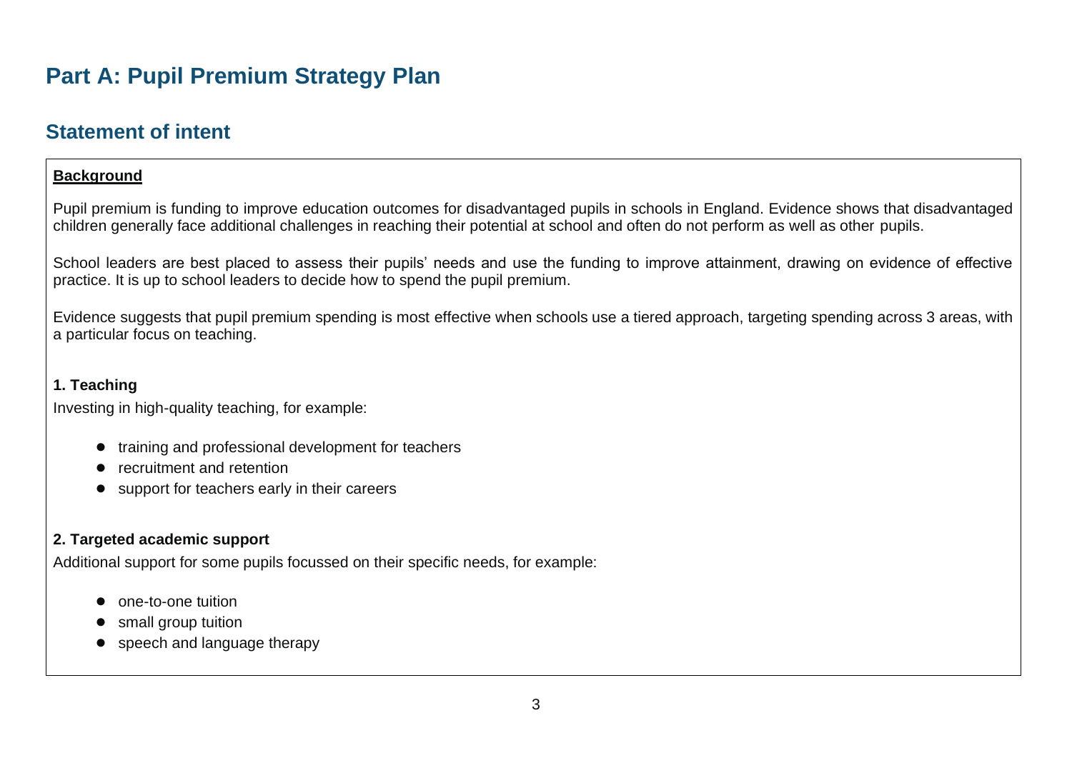# Part A: Pupil Premium Strategy Plan

## Statement of intent

**Background**

Pupil premium is funding to improve education outcomes for disadvantaged pupils in schools in England. Evidence shows that disadvantaged children generally face additional challenges in reaching their potential at school and often do not perform as well as other pupils.

School leaders are best placed to assess their pupils' needs and use the funding to improve attainment, drawing on evidence of effective practice. It is up to school leaders to decide how to spend the pupil premium.

Evidence suggests that pupil premium spending is most effective when schools use a tiered approach, targeting spending across 3 areas, with a particular focus on teaching.

**1. Teaching**

Investing in high-quality teaching, for example:

- training and professional development for teachers
- recruitment and retention
- support for teachers early in their careers

**2. Targeted academic support**

Additional support for some pupils focussed on their specific needs, for example:

- one-to-one tuition
- small group tuition
- speech and language therapy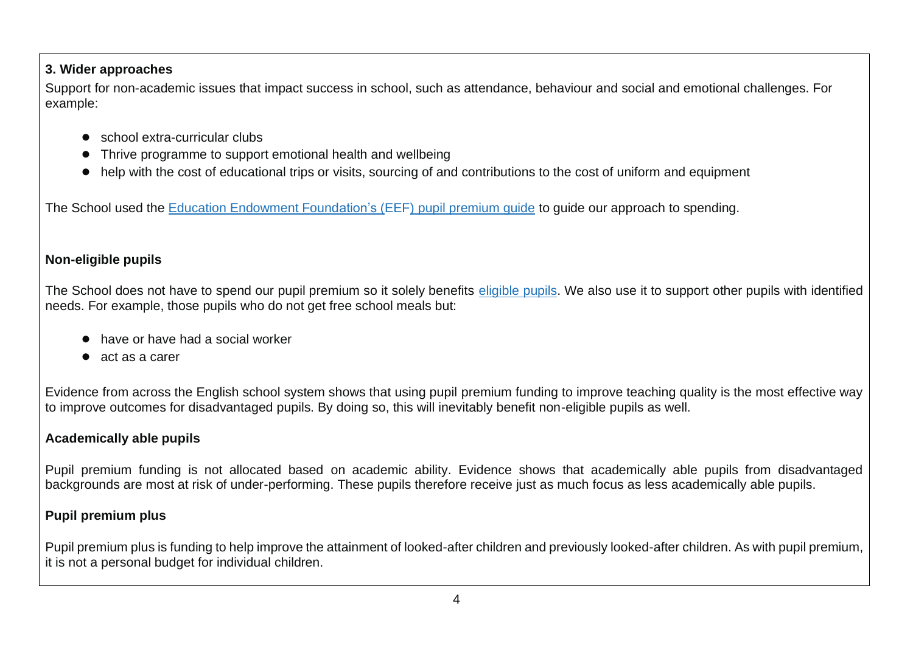**3. Wider approaches**

Support for non-academic issues that impact success in school, such as attendance, behaviour and social and emotional challenges. For example:

- school extra-curricular clubs
- Thrive programme to support emotional health and wellbeing
- help with the cost of educational trips or visits, sourcing of and contributions to the cost of uniform and equipment

The School used the [Education Endowment Foundation's (EEF) pupil premium guide]() to guide our approach to spending.

**Non-eligible pupils**

The School does not have to spend our pupil premium so it solely benefits [eligible pupils](). We also use it to support other pupils with identified needs. For example, those pupils who do not get free school meals but:

- have or have had a social worker
- act as a carer

Evidence from across the English school system shows that using pupil premium funding to improve teaching quality is the most effective way to improve outcomes for disadvantaged pupils. By doing so, this will inevitably benefit non-eligible pupils as well.

**Academically able pupils**

Pupil premium funding is not allocated based on academic ability. Evidence shows that academically able pupils from disadvantaged backgrounds are most at risk of under-performing. These pupils therefore receive just as much focus as less academically able pupils.

**Pupil premium plus**

Pupil premium plus is funding to help improve the attainment of looked-after children and previously looked-after children. As with pupil premium, it is not a personal budget for individual children.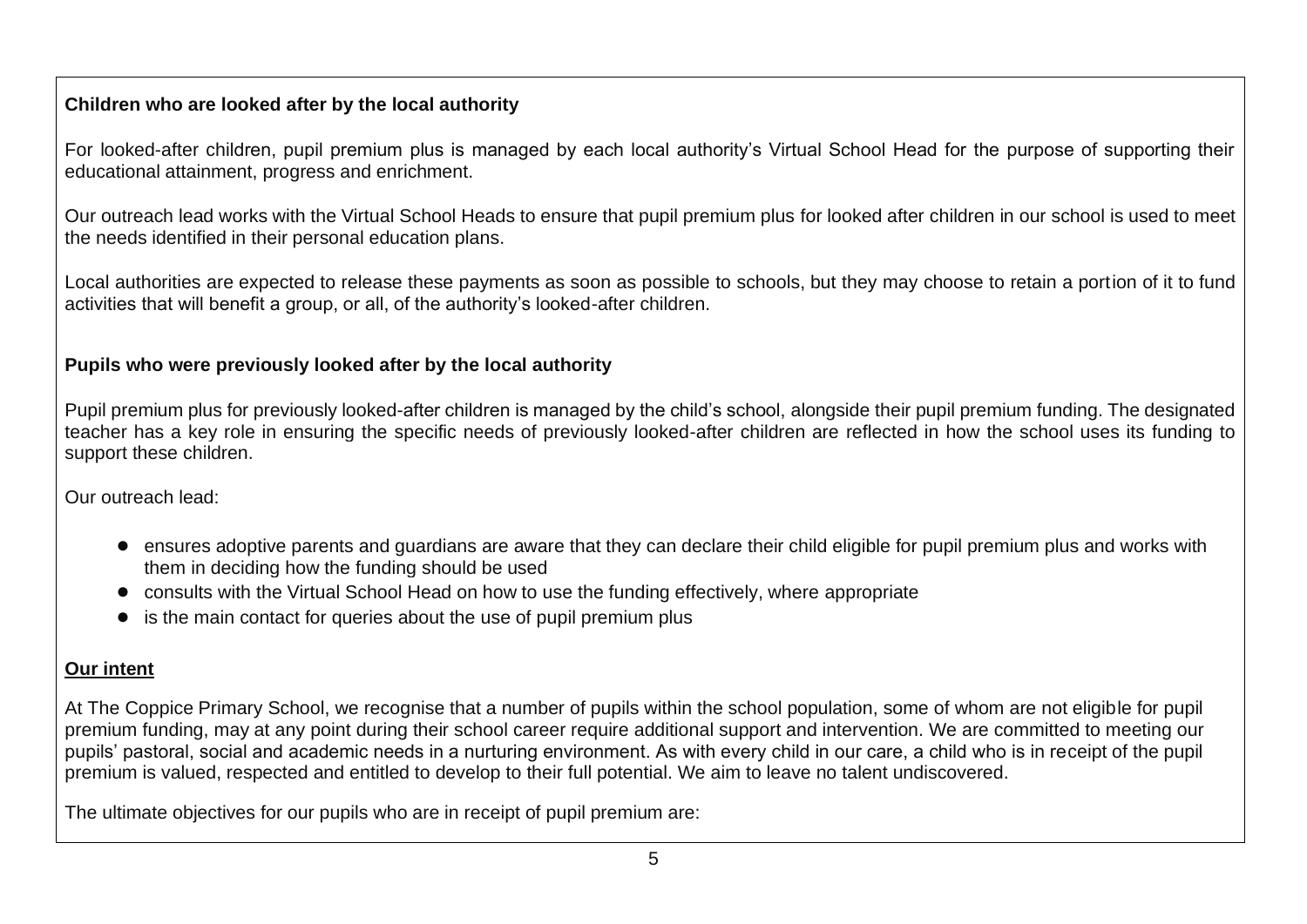**Children who are looked after by the local authority**

For looked-after children, pupil premium plus is managed by each local authority's Virtual School Head for the purpose of supporting their educational attainment, progress and enrichment.

Our outreach lead works with the Virtual School Heads to ensure that pupil premium plus for looked after children in our school is used to meet the needs identified in their personal education plans.

Local authorities are expected to release these payments as soon as possible to schools, but they may choose to retain a portion of it to fund activities that will benefit a group, or all, of the authority's looked-after children.

**Pupils who were previously looked after by the local authority**

Pupil premium plus for previously looked-after children is managed by the child's school, alongside their pupil premium funding. The designated teacher has a key role in ensuring the specific needs of previously looked-after children are reflected in how the school uses its funding to support these children.

Our outreach lead:

- ensures adoptive parents and guardians are aware that they can declare their child eligible for pupil premium plus and works with them in deciding how the funding should be used
- consults with the Virtual School Head on how to use the funding effectively, where appropriate
- is the main contact for queries about the use of pupil premium plus

**Our intent**

At The Coppice Primary School, we recognise that a number of pupils within the school population, some of whom are not eligible for pupil premium funding, may at any point during their school career require additional support and intervention. We are committed to meeting our pupils' pastoral, social and academic needs in a nurturing environment. As with every child in our care, a child who is in receipt of the pupil premium is valued, respected and entitled to develop to their full potential. We aim to leave no talent undiscovered.

The ultimate objectives for our pupils who are in receipt of pupil premium are: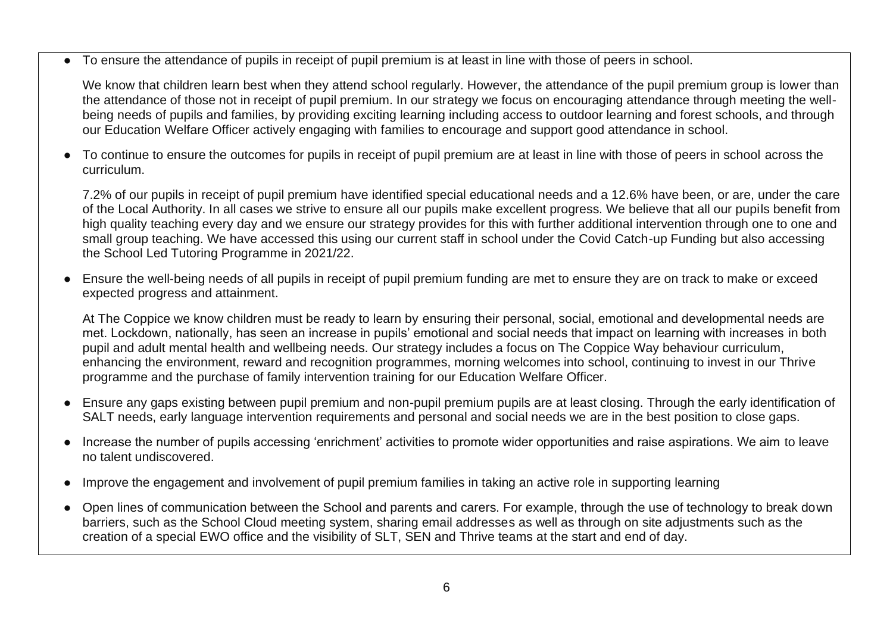- To ensure the attendance of pupils in receipt of pupil premium is at least in line with those of peers in school.

  We know that children learn best when they attend school regularly. However, the attendance of the pupil premium group is lower than the attendance of those not in receipt of pupil premium. In our strategy we focus on encouraging attendance through meeting the well-being needs of pupils and families, by providing exciting learning including access to outdoor learning and forest schools, and through our Education Welfare Officer actively engaging with families to encourage and support good attendance in school.

- To continue to ensure the outcomes for pupils in receipt of pupil premium are at least in line with those of peers in school across the curriculum.

  7.2% of our pupils in receipt of pupil premium have identified special educational needs and a 12.6% have been, or are, under the care of the Local Authority. In all cases we strive to ensure all our pupils make excellent progress. We believe that all our pupils benefit from high quality teaching every day and we ensure our strategy provides for this with further additional intervention through one to one and small group teaching. We have accessed this using our current staff in school under the Covid Catch-up Funding but also accessing the School Led Tutoring Programme in 2021/22.

- Ensure the well-being needs of all pupils in receipt of pupil premium funding are met to ensure they are on track to make or exceed expected progress and attainment.

  At The Coppice we know children must be ready to learn by ensuring their personal, social, emotional and developmental needs are met. Lockdown, nationally, has seen an increase in pupils' emotional and social needs that impact on learning with increases in both pupil and adult mental health and wellbeing needs. Our strategy includes a focus on The Coppice Way behaviour curriculum, enhancing the environment, reward and recognition programmes, morning welcomes into school, continuing to invest in our Thrive programme and the purchase of family intervention training for our Education Welfare Officer.

- Ensure any gaps existing between pupil premium and non-pupil premium pupils are at least closing. Through the early identification of SALT needs, early language intervention requirements and personal and social needs we are in the best position to close gaps.

- Increase the number of pupils accessing 'enrichment' activities to promote wider opportunities and raise aspirations. We aim to leave no talent undiscovered.

- Improve the engagement and involvement of pupil premium families in taking an active role in supporting learning

- Open lines of communication between the School and parents and carers. For example, through the use of technology to break down barriers, such as the School Cloud meeting system, sharing email addresses as well as through on site adjustments such as the creation of a special EWO office and the visibility of SLT, SEN and Thrive teams at the start and end of day.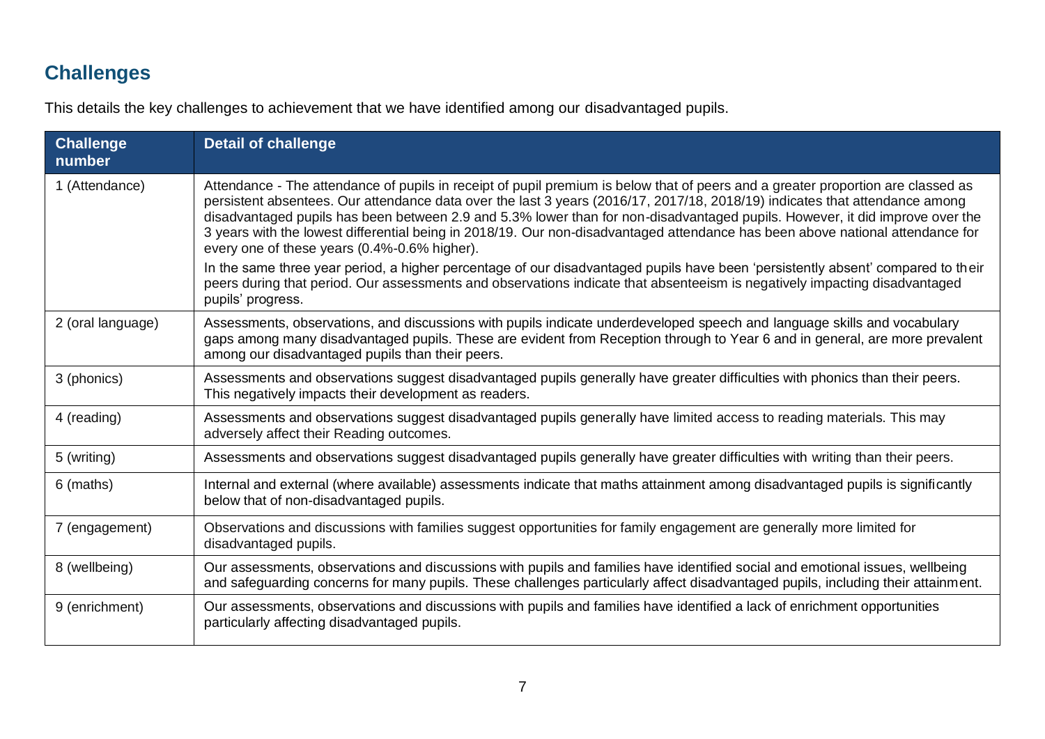## Challenges

This details the key challenges to achievement that we have identified among our disadvantaged pupils.

| Challenge number | Detail of challenge |
| --- | --- |
| 1 (Attendance) | Attendance - The attendance of pupils in receipt of pupil premium is below that of peers and a greater proportion are classed as persistent absentees. Our attendance data over the last 3 years (2016/17, 2017/18, 2018/19) indicates that attendance among disadvantaged pupils has been between 2.9 and 5.3% lower than for non-disadvantaged pupils. However, it did improve over the 3 years with the lowest differential being in 2018/19. Our non-disadvantaged attendance has been above national attendance for every one of these years (0.4%-0.6% higher).<br><br>In the same three year period, a higher percentage of our disadvantaged pupils have been 'persistently absent' compared to their peers during that period. Our assessments and observations indicate that absenteeism is negatively impacting disadvantaged pupils' progress. |
| 2 (oral language) | Assessments, observations, and discussions with pupils indicate underdeveloped speech and language skills and vocabulary gaps among many disadvantaged pupils. These are evident from Reception through to Year 6 and in general, are more prevalent among our disadvantaged pupils than their peers. |
| 3 (phonics) | Assessments and observations suggest disadvantaged pupils generally have greater difficulties with phonics than their peers. This negatively impacts their development as readers. |
| 4 (reading) | Assessments and observations suggest disadvantaged pupils generally have limited access to reading materials. This may adversely affect their Reading outcomes. |
| 5 (writing) | Assessments and observations suggest disadvantaged pupils generally have greater difficulties with writing than their peers. |
| 6 (maths) | Internal and external (where available) assessments indicate that maths attainment among disadvantaged pupils is significantly below that of non-disadvantaged pupils. |
| 7 (engagement) | Observations and discussions with families suggest opportunities for family engagement are generally more limited for disadvantaged pupils. |
| 8 (wellbeing) | Our assessments, observations and discussions with pupils and families have identified social and emotional issues, wellbeing and safeguarding concerns for many pupils. These challenges particularly affect disadvantaged pupils, including their attainment. |
| 9 (enrichment) | Our assessments, observations and discussions with pupils and families have identified a lack of enrichment opportunities particularly affecting disadvantaged pupils. |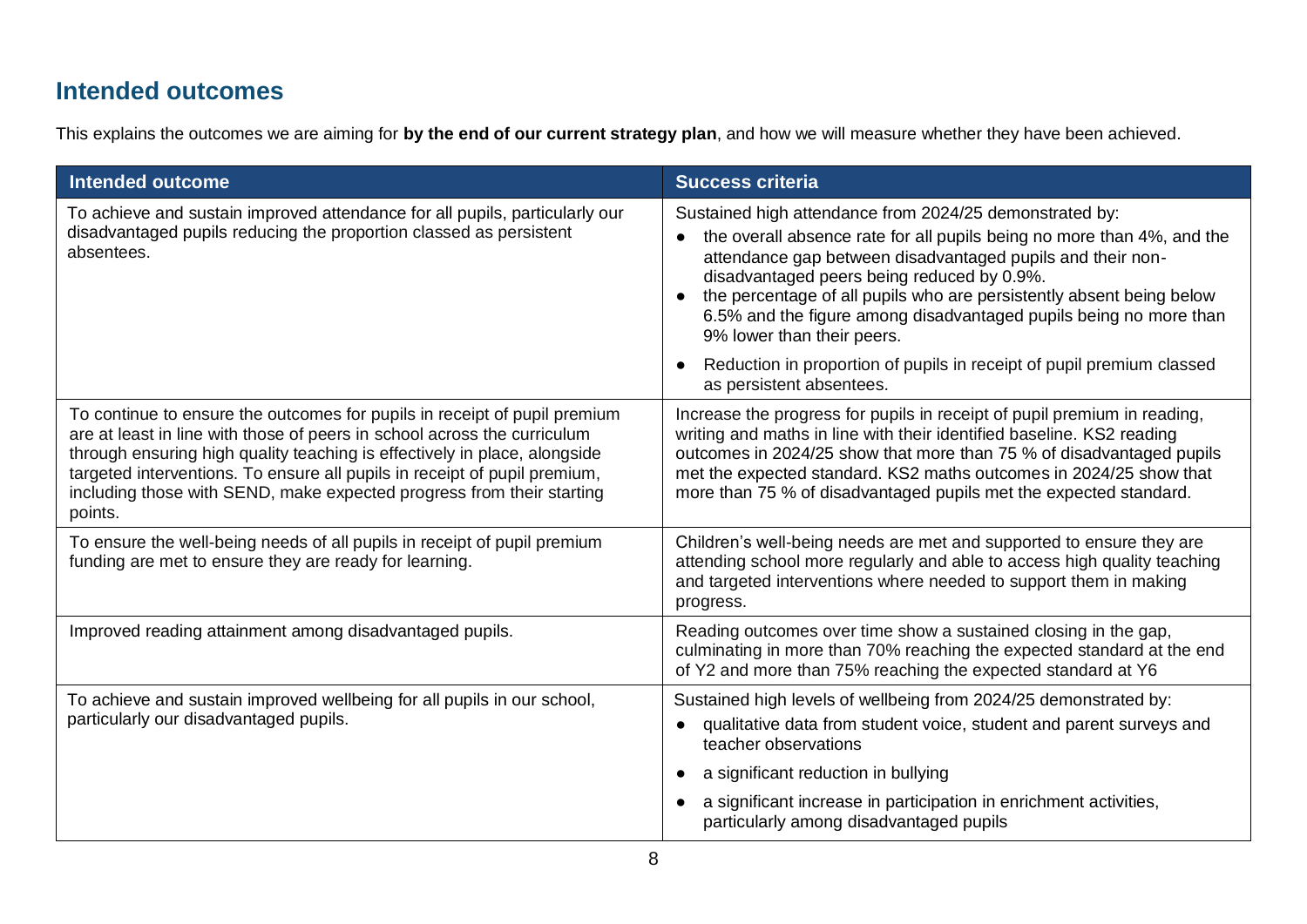## Intended outcomes

This explains the outcomes we are aiming for **by the end of our current strategy plan**, and how we will measure whether they have been achieved.

| Intended outcome | Success criteria |
|---|---|
| To achieve and sustain improved attendance for all pupils, particularly our disadvantaged pupils reducing the proportion classed as persistent absentees. | Sustained high attendance from 2024/25 demonstrated by:<br>• the overall absence rate for all pupils being no more than 4%, and the attendance gap between disadvantaged pupils and their non-disadvantaged peers being reduced by 0.9%.<br>• the percentage of all pupils who are persistently absent being below 6.5% and the figure among disadvantaged pupils being no more than 9% lower than their peers.<br>• Reduction in proportion of pupils in receipt of pupil premium classed as persistent absentees. |
| To continue to ensure the outcomes for pupils in receipt of pupil premium are at least in line with those of peers in school across the curriculum through ensuring high quality teaching is effectively in place, alongside targeted interventions. To ensure all pupils in receipt of pupil premium, including those with SEND, make expected progress from their starting points. | Increase the progress for pupils in receipt of pupil premium in reading, writing and maths in line with their identified baseline. KS2 reading outcomes in 2024/25 show that more than 75 % of disadvantaged pupils met the expected standard. KS2 maths outcomes in 2024/25 show that more than 75 % of disadvantaged pupils met the expected standard. |
| To ensure the well-being needs of all pupils in receipt of pupil premium funding are met to ensure they are ready for learning. | Children's well-being needs are met and supported to ensure they are attending school more regularly and able to access high quality teaching and targeted interventions where needed to support them in making progress. |
| Improved reading attainment among disadvantaged pupils. | Reading outcomes over time show a sustained closing in the gap, culminating in more than 70% reaching the expected standard at the end of Y2 and more than 75% reaching the expected standard at Y6 |
| To achieve and sustain improved wellbeing for all pupils in our school, particularly our disadvantaged pupils. | Sustained high levels of wellbeing from 2024/25 demonstrated by:<br>• qualitative data from student voice, student and parent surveys and teacher observations<br>• a significant reduction in bullying<br>• a significant increase in participation in enrichment activities, particularly among disadvantaged pupils |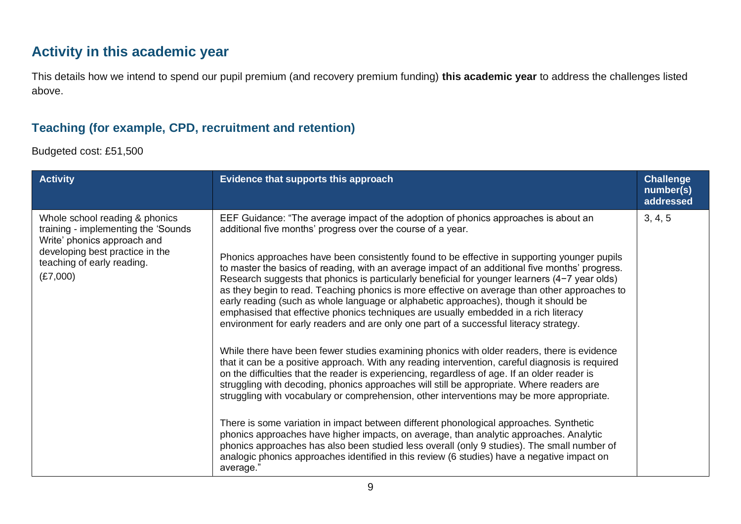## Activity in this academic year

This details how we intend to spend our pupil premium (and recovery premium funding) **this academic year** to address the challenges listed above.

### Teaching (for example, CPD, recruitment and retention)

Budgeted cost: £51,500

| Activity | Evidence that supports this approach | Challenge number(s) addressed |
|---|---|---|
| Whole school reading & phonics training - implementing the 'Sounds Write' phonics approach and developing best practice in the teaching of early reading.<br><br>(£7,000) | EEF Guidance: "The average impact of the adoption of phonics approaches is about an additional five months' progress over the course of a year.<br><br>Phonics approaches have been consistently found to be effective in supporting younger pupils to master the basics of reading, with an average impact of an additional five months' progress. Research suggests that phonics is particularly beneficial for younger learners (4−7 year olds) as they begin to read. Teaching phonics is more effective on average than other approaches to early reading (such as whole language or alphabetic approaches), though it should be emphasised that effective phonics techniques are usually embedded in a rich literacy environment for early readers and are only one part of a successful literacy strategy.<br><br>While there have been fewer studies examining phonics with older readers, there is evidence that it can be a positive approach. With any reading intervention, careful diagnosis is required on the difficulties that the reader is experiencing, regardless of age. If an older reader is struggling with decoding, phonics approaches will still be appropriate. Where readers are struggling with vocabulary or comprehension, other interventions may be more appropriate.<br><br>There is some variation in impact between different phonological approaches. Synthetic phonics approaches have higher impacts, on average, than analytic approaches. Analytic phonics approaches has also been studied less overall (only 9 studies). The small number of analogic phonics approaches identified in this review (6 studies) have a negative impact on average." | 3, 4, 5 |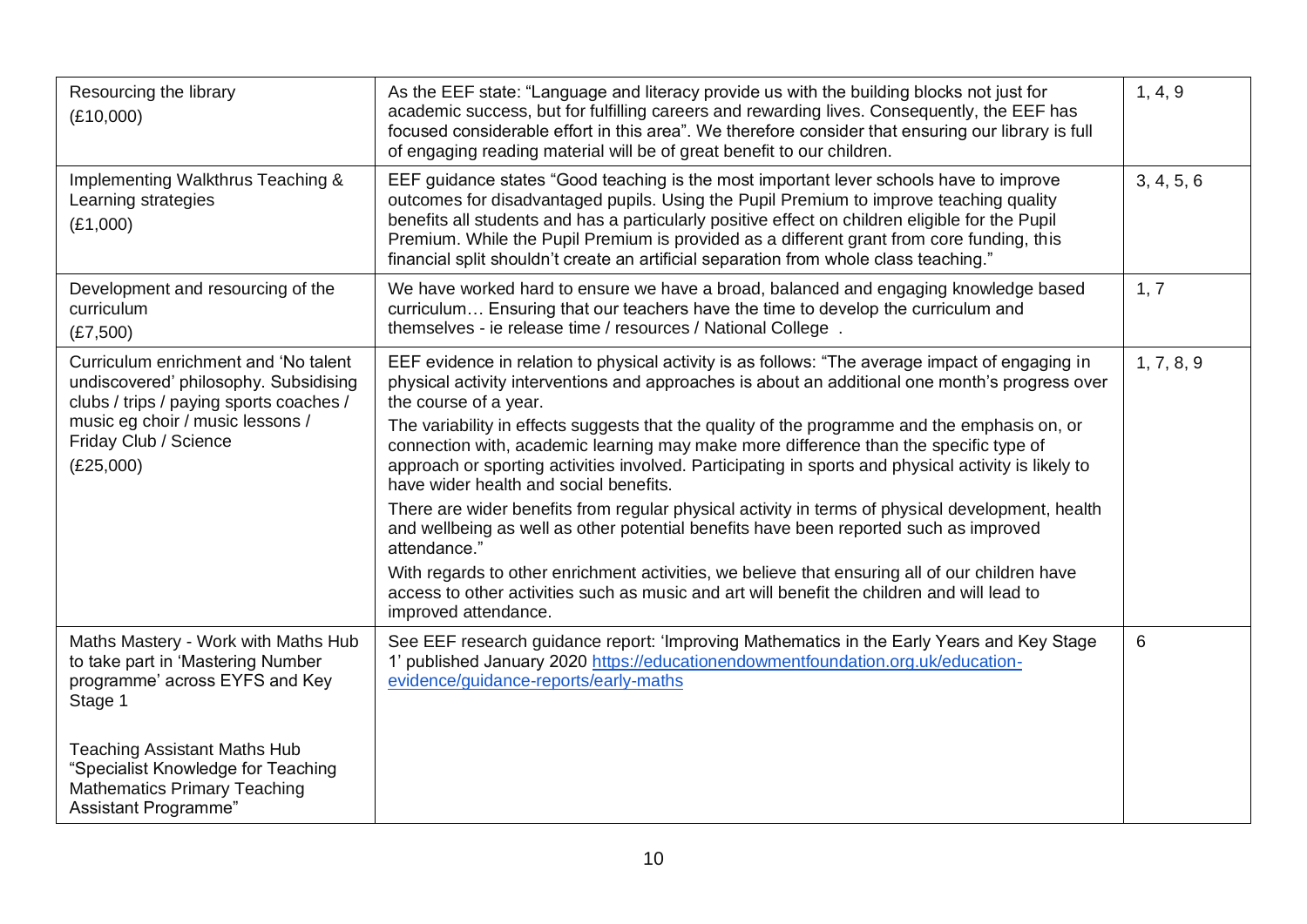| | | |
|---|---|---|
| Resourcing the library<br>(£10,000) | As the EEF state: "Language and literacy provide us with the building blocks not just for academic success, but for fulfilling careers and rewarding lives. Consequently, the EEF has focused considerable effort in this area". We therefore consider that ensuring our library is full of engaging reading material will be of great benefit to our children. | 1, 4, 9 |
| Implementing Walkthrus Teaching & Learning strategies<br>(£1,000) | EEF guidance states "Good teaching is the most important lever schools have to improve outcomes for disadvantaged pupils. Using the Pupil Premium to improve teaching quality benefits all students and has a particularly positive effect on children eligible for the Pupil Premium. While the Pupil Premium is provided as a different grant from core funding, this financial split shouldn't create an artificial separation from whole class teaching." | 3, 4, 5, 6 |
| Development and resourcing of the curriculum<br>(£7,500) | We have worked hard to ensure we have a broad, balanced and engaging knowledge based curriculum… Ensuring that our teachers have the time to develop the curriculum and themselves - ie release time / resources / National College . | 1, 7 |
| Curriculum enrichment and 'No talent undiscovered' philosophy. Subsidising clubs / trips / paying sports coaches / music eg choir / music lessons / Friday Club / Science<br>(£25,000) | EEF evidence in relation to physical activity is as follows: "The average impact of engaging in physical activity interventions and approaches is about an additional one month's progress over the course of a year.<br>The variability in effects suggests that the quality of the programme and the emphasis on, or connection with, academic learning may make more difference than the specific type of approach or sporting activities involved. Participating in sports and physical activity is likely to have wider health and social benefits.<br>There are wider benefits from regular physical activity in terms of physical development, health and wellbeing as well as other potential benefits have been reported such as improved attendance."<br>With regards to other enrichment activities, we believe that ensuring all of our children have access to other activities such as music and art will benefit the children and will lead to improved attendance. | 1, 7, 8, 9 |
| Maths Mastery - Work with Maths Hub to take part in 'Mastering Number programme' across EYFS and Key Stage 1<br><br>Teaching Assistant Maths Hub "Specialist Knowledge for Teaching Mathematics Primary Teaching Assistant Programme" | See EEF research guidance report: 'Improving Mathematics in the Early Years and Key Stage 1' published January 2020 https://educationendowmentfoundation.org.uk/education-evidence/guidance-reports/early-maths | 6 |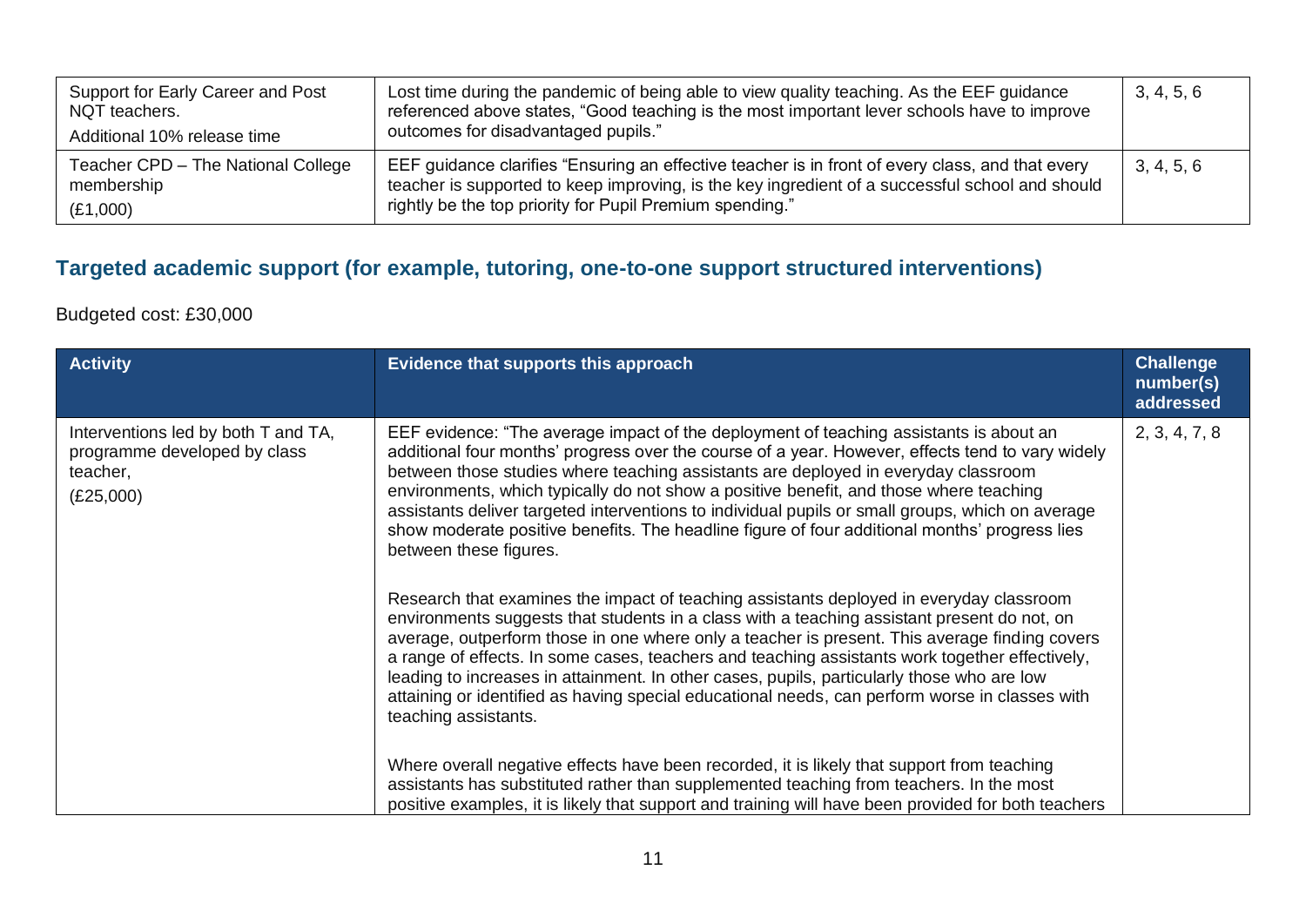| | | |
|---|---|---|
| Support for Early Career and Post NQT teachers.<br>Additional 10% release time | Lost time during the pandemic of being able to view quality teaching. As the EEF guidance referenced above states, "Good teaching is the most important lever schools have to improve outcomes for disadvantaged pupils." | 3, 4, 5, 6 |
| Teacher CPD – The National College membership<br>(£1,000) | EEF guidance clarifies "Ensuring an effective teacher is in front of every class, and that every teacher is supported to keep improving, is the key ingredient of a successful school and should rightly be the top priority for Pupil Premium spending." | 3, 4, 5, 6 |

## Targeted academic support (for example, tutoring, one-to-one support structured interventions)

Budgeted cost: £30,000

| Activity | Evidence that supports this approach | Challenge number(s) addressed |
|---|---|---|
| Interventions led by both T and TA, programme developed by class teacher,<br>(£25,000) | EEF evidence: "The average impact of the deployment of teaching assistants is about an additional four months' progress over the course of a year. However, effects tend to vary widely between those studies where teaching assistants are deployed in everyday classroom environments, which typically do not show a positive benefit, and those where teaching assistants deliver targeted interventions to individual pupils or small groups, which on average show moderate positive benefits. The headline figure of four additional months' progress lies between these figures.<br><br>Research that examines the impact of teaching assistants deployed in everyday classroom environments suggests that students in a class with a teaching assistant present do not, on average, outperform those in one where only a teacher is present. This average finding covers a range of effects. In some cases, teachers and teaching assistants work together effectively, leading to increases in attainment. In other cases, pupils, particularly those who are low attaining or identified as having special educational needs, can perform worse in classes with teaching assistants.<br><br>Where overall negative effects have been recorded, it is likely that support from teaching assistants has substituted rather than supplemented teaching from teachers. In the most positive examples, it is likely that support and training will have been provided for both teachers | 2, 3, 4, 7, 8 |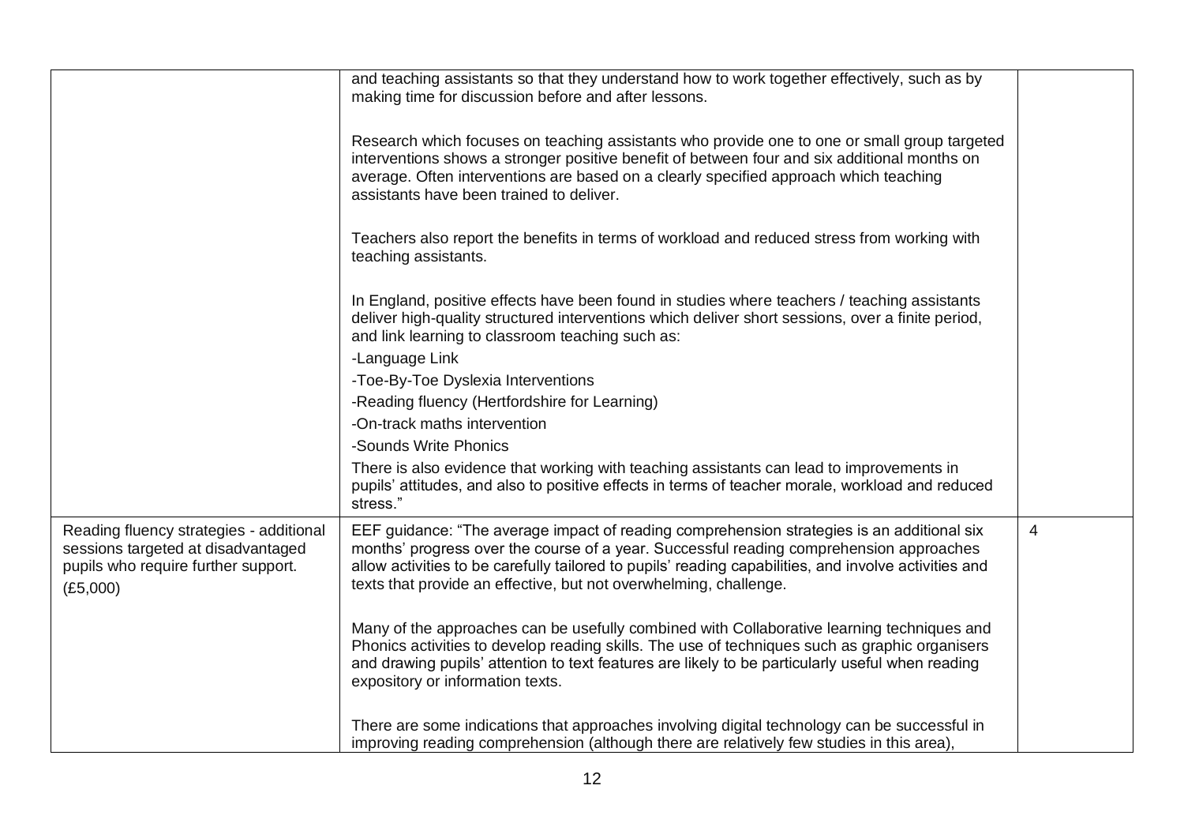| | | |
|---|---|---|
| | and teaching assistants so that they understand how to work together effectively, such as by making time for discussion before and after lessons.<br><br>Research which focuses on teaching assistants who provide one to one or small group targeted interventions shows a stronger positive benefit of between four and six additional months on average. Often interventions are based on a clearly specified approach which teaching assistants have been trained to deliver.<br><br>Teachers also report the benefits in terms of workload and reduced stress from working with teaching assistants.<br><br>In England, positive effects have been found in studies where teachers / teaching assistants deliver high-quality structured interventions which deliver short sessions, over a finite period, and link learning to classroom teaching such as:<br>-Language Link<br>-Toe-By-Toe Dyslexia Interventions<br>-Reading fluency (Hertfordshire for Learning)<br>-On-track maths intervention<br>-Sounds Write Phonics<br>There is also evidence that working with teaching assistants can lead to improvements in pupils' attitudes, and also to positive effects in terms of teacher morale, workload and reduced stress." | |
| Reading fluency strategies - additional sessions targeted at disadvantaged pupils who require further support.<br>(£5,000) | EEF guidance: "The average impact of reading comprehension strategies is an additional six months' progress over the course of a year. Successful reading comprehension approaches allow activities to be carefully tailored to pupils' reading capabilities, and involve activities and texts that provide an effective, but not overwhelming, challenge.<br><br>Many of the approaches can be usefully combined with Collaborative learning techniques and Phonics activities to develop reading skills. The use of techniques such as graphic organisers and drawing pupils' attention to text features are likely to be particularly useful when reading expository or information texts.<br><br>There are some indications that approaches involving digital technology can be successful in improving reading comprehension (although there are relatively few studies in this area), | 4 |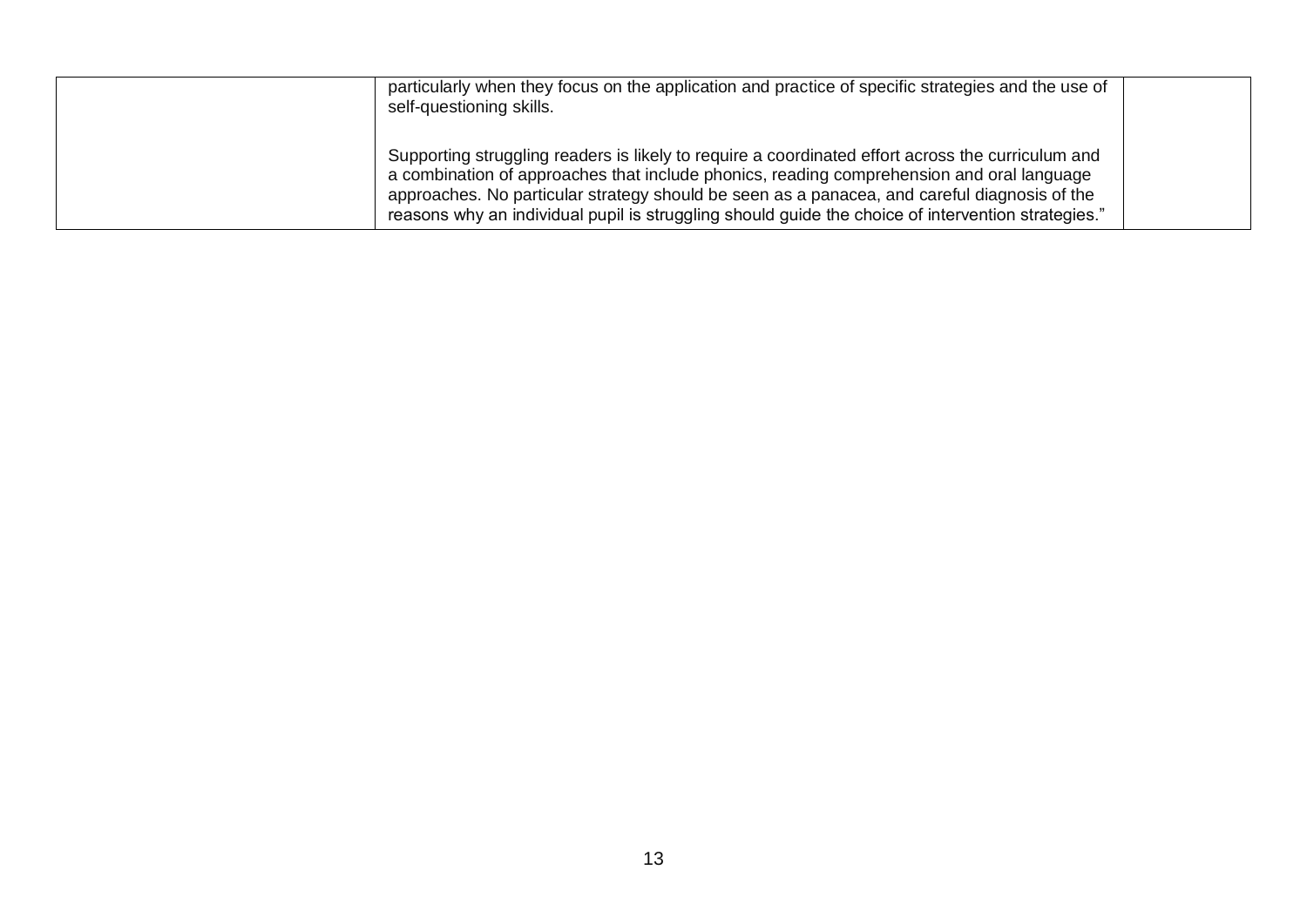| | | |
|---|---|---|
| | particularly when they focus on the application and practice of specific strategies and the use of self-questioning skills.<br><br>Supporting struggling readers is likely to require a coordinated effort across the curriculum and a combination of approaches that include phonics, reading comprehension and oral language approaches. No particular strategy should be seen as a panacea, and careful diagnosis of the reasons why an individual pupil is struggling should guide the choice of intervention strategies." | |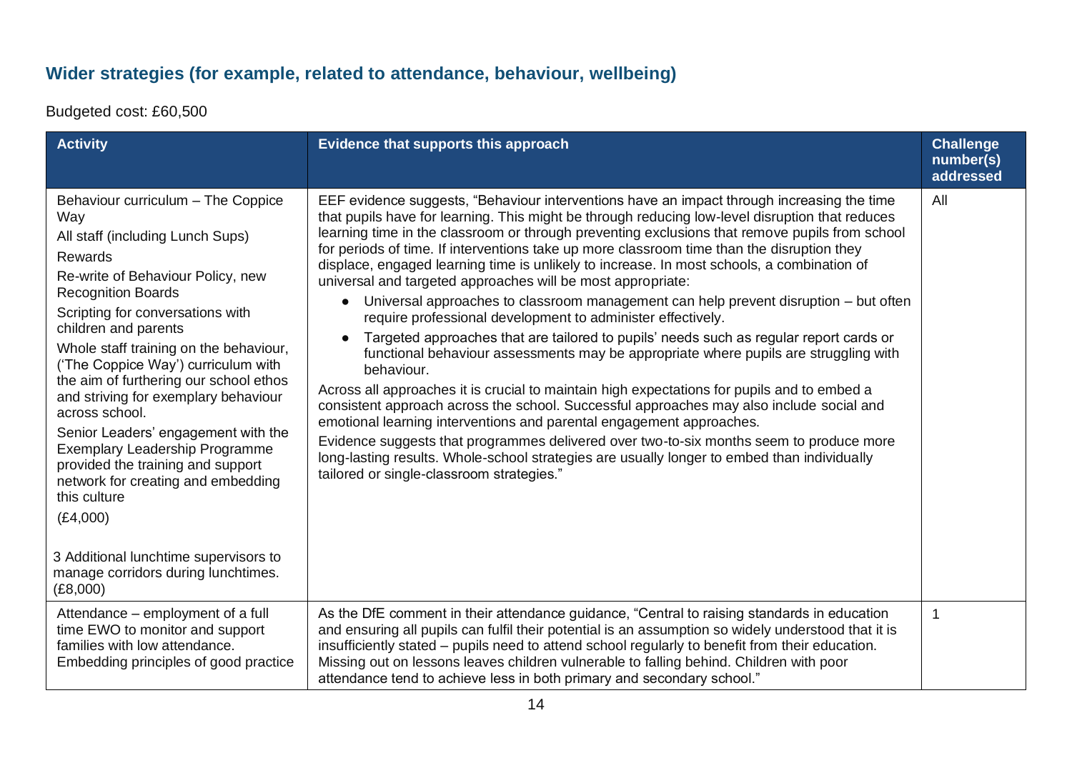## Wider strategies (for example, related to attendance, behaviour, wellbeing)

Budgeted cost: £60,500

| Activity | Evidence that supports this approach | Challenge number(s) addressed |
|---|---|---|
| Behaviour curriculum – The Coppice Way<br>All staff (including Lunch Sups)<br>Rewards<br>Re-write of Behaviour Policy, new Recognition Boards<br>Scripting for conversations with children and parents<br>Whole staff training on the behaviour, ('The Coppice Way') curriculum with the aim of furthering our school ethos and striving for exemplary behaviour across school.<br>Senior Leaders' engagement with the Exemplary Leadership Programme provided the training and support network for creating and embedding this culture<br>(£4,000)<br><br>3 Additional lunchtime supervisors to manage corridors during lunchtimes. (£8,000) | EEF evidence suggests, "Behaviour interventions have an impact through increasing the time that pupils have for learning. This might be through reducing low-level disruption that reduces learning time in the classroom or through preventing exclusions that remove pupils from school for periods of time. If interventions take up more classroom time than the disruption they displace, engaged learning time is unlikely to increase. In most schools, a combination of universal and targeted approaches will be most appropriate:<br>• Universal approaches to classroom management can help prevent disruption – but often require professional development to administer effectively.<br>• Targeted approaches that are tailored to pupils' needs such as regular report cards or functional behaviour assessments may be appropriate where pupils are struggling with behaviour.<br>Across all approaches it is crucial to maintain high expectations for pupils and to embed a consistent approach across the school. Successful approaches may also include social and emotional learning interventions and parental engagement approaches.<br>Evidence suggests that programmes delivered over two-to-six months seem to produce more long-lasting results. Whole-school strategies are usually longer to embed than individually tailored or single-classroom strategies." | All |
| Attendance – employment of a full time EWO to monitor and support families with low attendance. Embedding principles of good practice | As the DfE comment in their attendance guidance, "Central to raising standards in education and ensuring all pupils can fulfil their potential is an assumption so widely understood that it is insufficiently stated – pupils need to attend school regularly to benefit from their education. Missing out on lessons leaves children vulnerable to falling behind. Children with poor attendance tend to achieve less in both primary and secondary school." | 1 |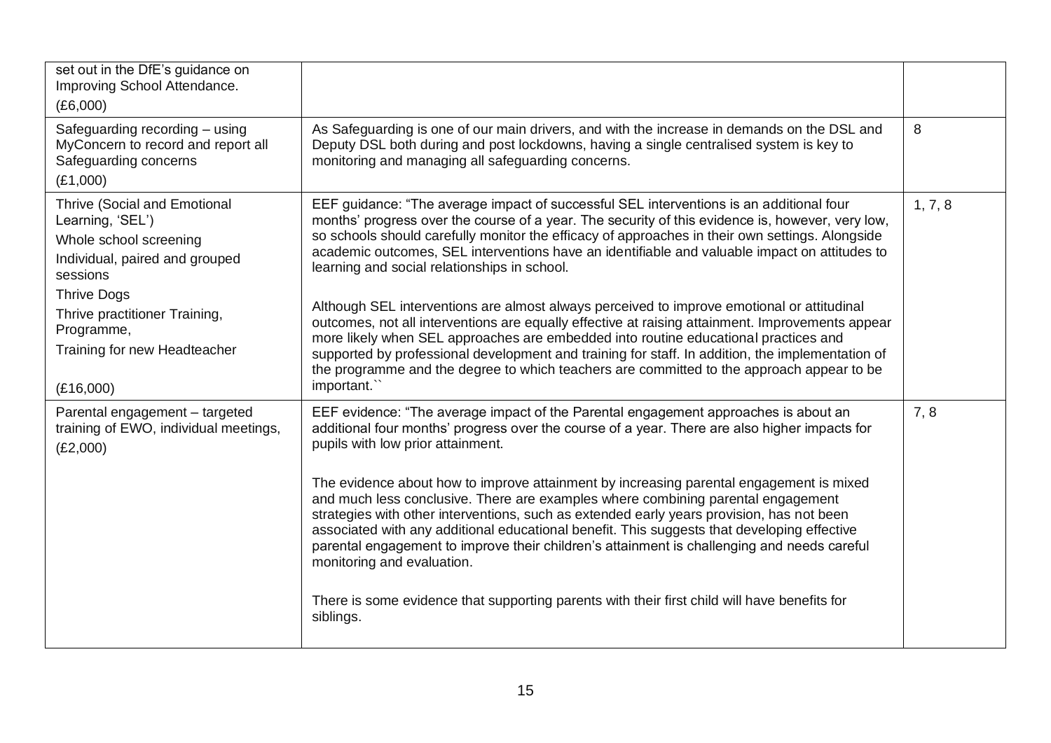| | | |
|---|---|---|
| set out in the DfE's guidance on Improving School Attendance.<br>(£6,000) | | |
| Safeguarding recording – using MyConcern to record and report all Safeguarding concerns<br>(£1,000) | As Safeguarding is one of our main drivers, and with the increase in demands on the DSL and Deputy DSL both during and post lockdowns, having a single centralised system is key to monitoring and managing all safeguarding concerns. | 8 |
| Thrive (Social and Emotional Learning, 'SEL')<br>Whole school screening<br>Individual, paired and grouped sessions<br>Thrive Dogs<br>Thrive practitioner Training, Programme,<br>Training for new Headteacher<br><br>(£16,000) | EEF guidance: "The average impact of successful SEL interventions is an additional four months' progress over the course of a year. The security of this evidence is, however, very low, so schools should carefully monitor the efficacy of approaches in their own settings. Alongside academic outcomes, SEL interventions have an identifiable and valuable impact on attitudes to learning and social relationships in school.<br><br>Although SEL interventions are almost always perceived to improve emotional or attitudinal outcomes, not all interventions are equally effective at raising attainment. Improvements appear more likely when SEL approaches are embedded into routine educational practices and supported by professional development and training for staff. In addition, the implementation of the programme and the degree to which teachers are committed to the approach appear to be important.`` | 1, 7, 8 |
| Parental engagement – targeted training of EWO, individual meetings,<br>(£2,000) | EEF evidence: "The average impact of the Parental engagement approaches is about an additional four months' progress over the course of a year. There are also higher impacts for pupils with low prior attainment.<br><br>The evidence about how to improve attainment by increasing parental engagement is mixed and much less conclusive. There are examples where combining parental engagement strategies with other interventions, such as extended early years provision, has not been associated with any additional educational benefit. This suggests that developing effective parental engagement to improve their children's attainment is challenging and needs careful monitoring and evaluation.<br><br>There is some evidence that supporting parents with their first child will have benefits for siblings. | 7, 8 |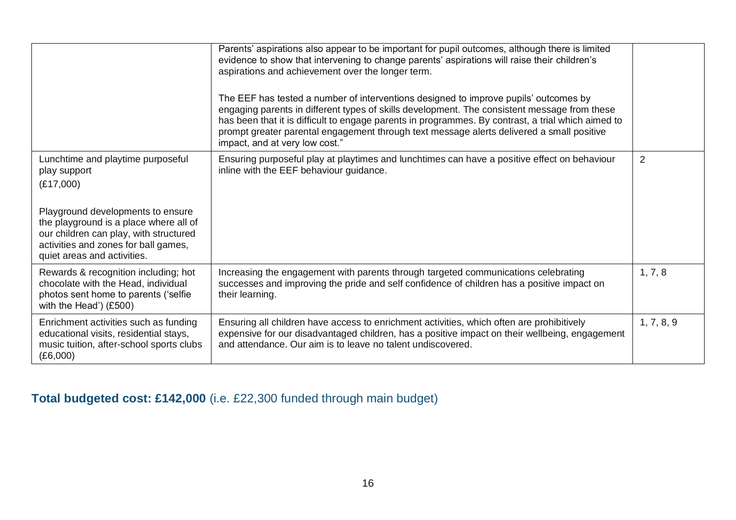| | | |
|---|---|---|
| | Parents' aspirations also appear to be important for pupil outcomes, although there is limited evidence to show that intervening to change parents' aspirations will raise their children's aspirations and achievement over the longer term.<br><br>The EEF has tested a number of interventions designed to improve pupils' outcomes by engaging parents in different types of skills development. The consistent message from these has been that it is difficult to engage parents in programmes. By contrast, a trial which aimed to prompt greater parental engagement through text message alerts delivered a small positive impact, and at very low cost." | |
| Lunchtime and playtime purposeful play support<br>(£17,000)<br><br>Playground developments to ensure the playground is a place where all of our children can play, with structured activities and zones for ball games, quiet areas and activities. | Ensuring purposeful play at playtimes and lunchtimes can have a positive effect on behaviour inline with the EEF behaviour guidance. | 2 |
| Rewards & recognition including; hot chocolate with the Head, individual photos sent home to parents ('selfie with the Head') (£500) | Increasing the engagement with parents through targeted communications celebrating successes and improving the pride and self confidence of children has a positive impact on their learning. | 1, 7, 8 |
| Enrichment activities such as funding educational visits, residential stays, music tuition, after-school sports clubs (£6,000) | Ensuring all children have access to enrichment activities, which often are prohibitively expensive for our disadvantaged children, has a positive impact on their wellbeing, engagement and attendance. Our aim is to leave no talent undiscovered. | 1, 7, 8, 9 |

**Total budgeted cost: £142,000** (i.e. £22,300 funded through main budget)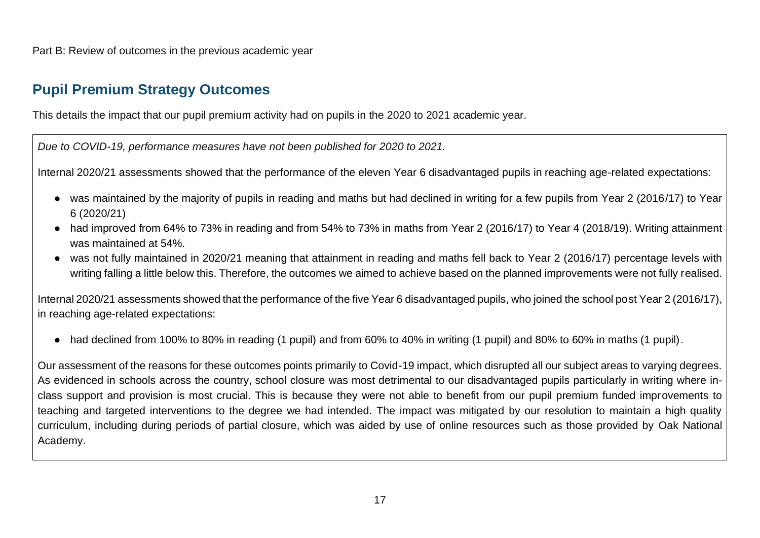Part B: Review of outcomes in the previous academic year

## Pupil Premium Strategy Outcomes

This details the impact that our pupil premium activity had on pupils in the 2020 to 2021 academic year.

*Due to COVID-19, performance measures have not been published for 2020 to 2021.*

Internal 2020/21 assessments showed that the performance of the eleven Year 6 disadvantaged pupils in reaching age-related expectations:

- was maintained by the majority of pupils in reading and maths but had declined in writing for a few pupils from Year 2 (2016/17) to Year 6 (2020/21)
- had improved from 64% to 73% in reading and from 54% to 73% in maths from Year 2 (2016/17) to Year 4 (2018/19). Writing attainment was maintained at 54%.
- was not fully maintained in 2020/21 meaning that attainment in reading and maths fell back to Year 2 (2016/17) percentage levels with writing falling a little below this. Therefore, the outcomes we aimed to achieve based on the planned improvements were not fully realised.

Internal 2020/21 assessments showed that the performance of the five Year 6 disadvantaged pupils, who joined the school post Year 2 (2016/17), in reaching age-related expectations:

- had declined from 100% to 80% in reading (1 pupil) and from 60% to 40% in writing (1 pupil) and 80% to 60% in maths (1 pupil).

Our assessment of the reasons for these outcomes points primarily to Covid-19 impact, which disrupted all our subject areas to varying degrees. As evidenced in schools across the country, school closure was most detrimental to our disadvantaged pupils particularly in writing where in-class support and provision is most crucial. This is because they were not able to benefit from our pupil premium funded improvements to teaching and targeted interventions to the degree we had intended. The impact was mitigated by our resolution to maintain a high quality curriculum, including during periods of partial closure, which was aided by use of online resources such as those provided by Oak National Academy.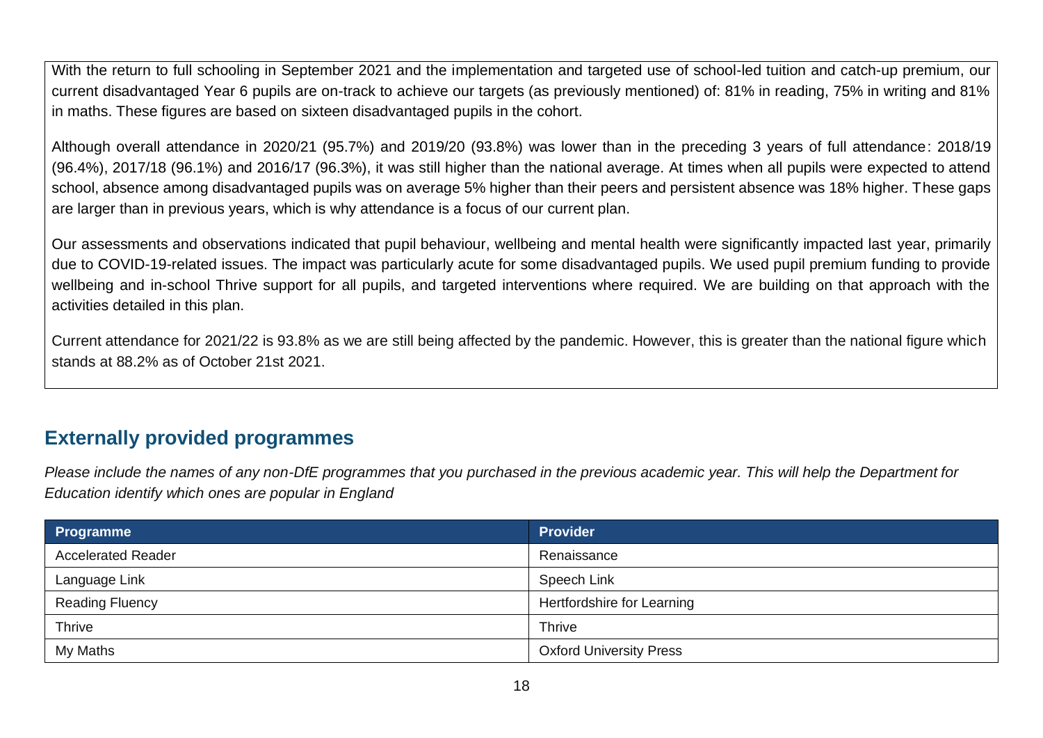With the return to full schooling in September 2021 and the implementation and targeted use of school-led tuition and catch-up premium, our current disadvantaged Year 6 pupils are on-track to achieve our targets (as previously mentioned) of: 81% in reading, 75% in writing and 81% in maths. These figures are based on sixteen disadvantaged pupils in the cohort.

Although overall attendance in 2020/21 (95.7%) and 2019/20 (93.8%) was lower than in the preceding 3 years of full attendance: 2018/19 (96.4%), 2017/18 (96.1%) and 2016/17 (96.3%), it was still higher than the national average. At times when all pupils were expected to attend school, absence among disadvantaged pupils was on average 5% higher than their peers and persistent absence was 18% higher. These gaps are larger than in previous years, which is why attendance is a focus of our current plan.

Our assessments and observations indicated that pupil behaviour, wellbeing and mental health were significantly impacted last year, primarily due to COVID-19-related issues. The impact was particularly acute for some disadvantaged pupils. We used pupil premium funding to provide wellbeing and in-school Thrive support for all pupils, and targeted interventions where required. We are building on that approach with the activities detailed in this plan.

Current attendance for 2021/22 is 93.8% as we are still being affected by the pandemic. However, this is greater than the national figure which stands at 88.2% as of October 21st 2021.

## Externally provided programmes

*Please include the names of any non-DfE programmes that you purchased in the previous academic year. This will help the Department for Education identify which ones are popular in England*

| Programme | Provider |
|---|---|
| Accelerated Reader | Renaissance |
| Language Link | Speech Link |
| Reading Fluency | Hertfordshire for Learning |
| Thrive | Thrive |
| My Maths | Oxford University Press |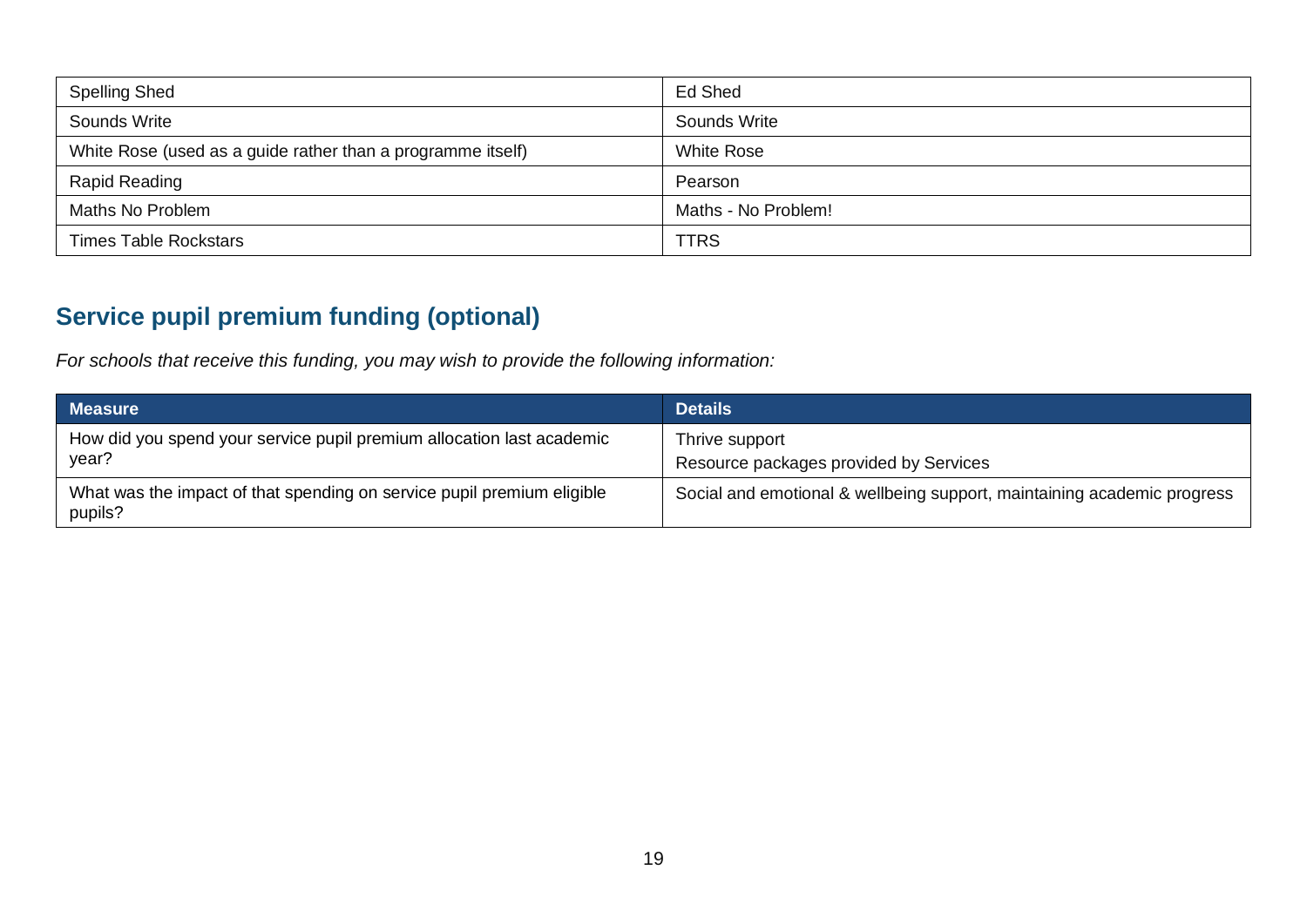| | |
|---|---|
| Spelling Shed | Ed Shed |
| Sounds Write | Sounds Write |
| White Rose (used as a guide rather than a programme itself) | White Rose |
| Rapid Reading | Pearson |
| Maths No Problem | Maths - No Problem! |
| Times Table Rockstars | TTRS |

## Service pupil premium funding (optional)

*For schools that receive this funding, you may wish to provide the following information:*

| Measure | Details |
|---|---|
| How did you spend your service pupil premium allocation last academic year? | Thrive support<br>Resource packages provided by Services |
| What was the impact of that spending on service pupil premium eligible pupils? | Social and emotional & wellbeing support, maintaining academic progress |